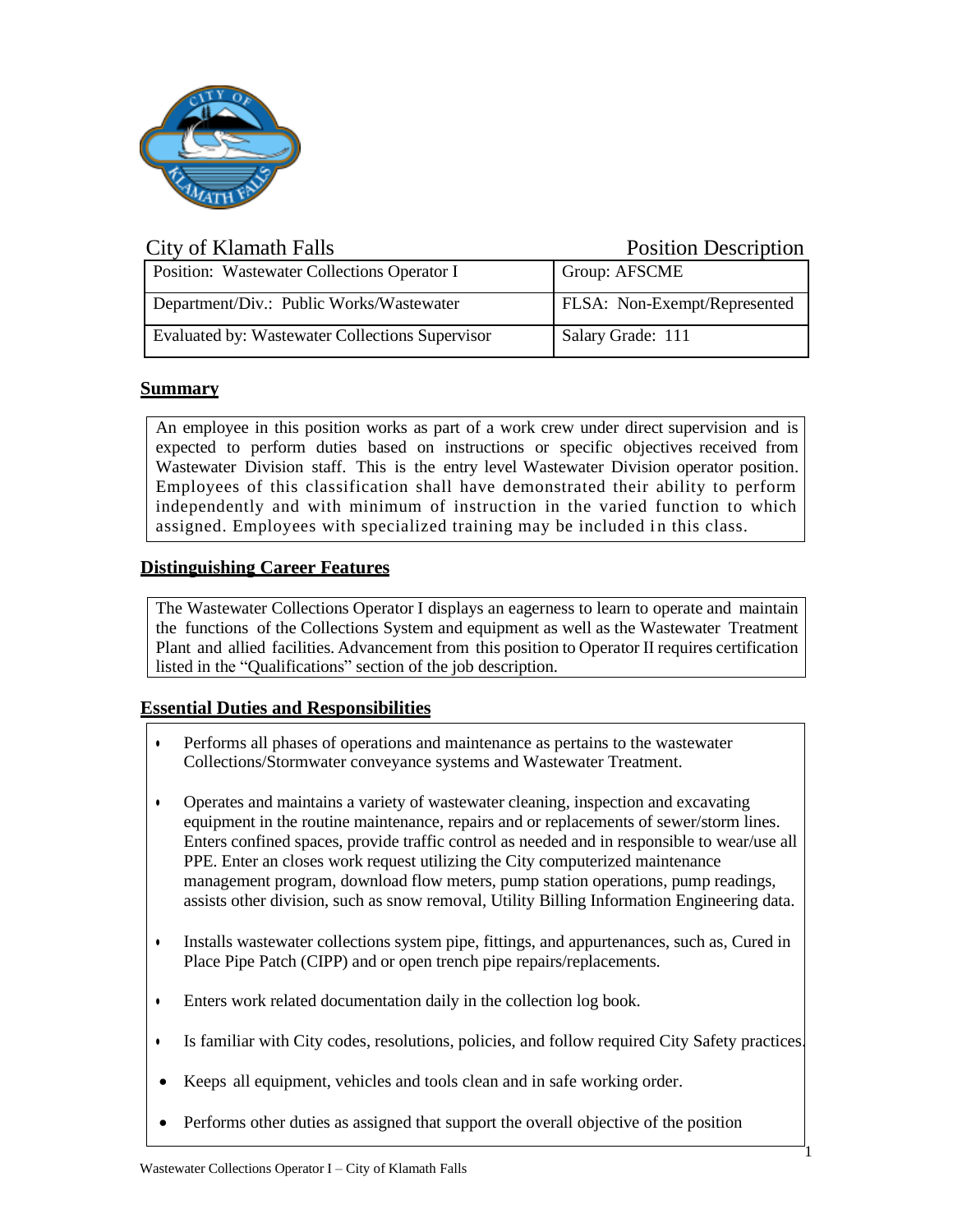City of Klamath Falls — Position Description

| Position: Wastewater Collections Operator I | Group: AFSCME |
|---|---|
| Department/Div.: Public Works/Wastewater | FLSA: Non-Exempt/Represented |
| Evaluated by: Wastewater Collections Supervisor | Salary Grade: 111 |

## Summary

An employee in this position works as part of a work crew under direct supervision and is expected to perform duties based on instructions or specific objectives received from Wastewater Division staff. This is the entry level Wastewater Division operator position. Employees of this classification shall have demonstrated their ability to perform independently and with minimum of instruction in the varied function to which assigned. Employees with specialized training may be included in this class.

## Distinguishing Career Features

The Wastewater Collections Operator I displays an eagerness to learn to operate and maintain the functions of the Collections System and equipment as well as the Wastewater Treatment Plant and allied facilities. Advancement from this position to Operator II requires certification listed in the "Qualifications" section of the job description.

## Essential Duties and Responsibilities

- Performs all phases of operations and maintenance as pertains to the wastewater Collections/Stormwater conveyance systems and Wastewater Treatment.
- Operates and maintains a variety of wastewater cleaning, inspection and excavating equipment in the routine maintenance, repairs and or replacements of sewer/storm lines. Enters confined spaces, provide traffic control as needed and in responsible to wear/use all PPE. Enter an closes work request utilizing the City computerized maintenance management program, download flow meters, pump station operations, pump readings, assists other division, such as snow removal, Utility Billing Information Engineering data.
- Installs wastewater collections system pipe, fittings, and appurtenances, such as, Cured in Place Pipe Patch (CIPP) and or open trench pipe repairs/replacements.
- Enters work related documentation daily in the collection log book.
- Is familiar with City codes, resolutions, policies, and follow required City Safety practices.
- Keeps all equipment, vehicles and tools clean and in safe working order.
- Performs other duties as assigned that support the overall objective of the position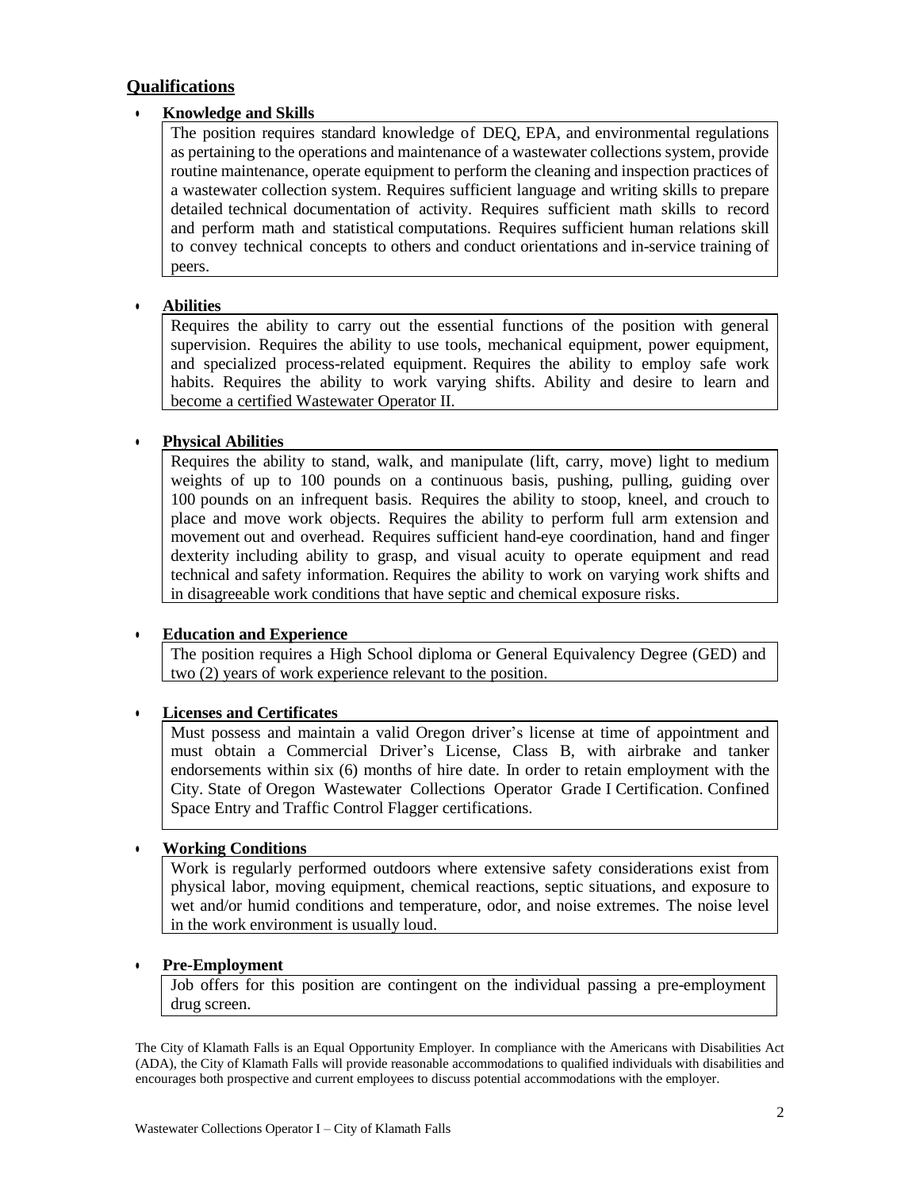## Qualifications

- **Knowledge and Skills**

  The position requires standard knowledge of DEQ, EPA, and environmental regulations as pertaining to the operations and maintenance of a wastewater collections system, provide routine maintenance, operate equipment to perform the cleaning and inspection practices of a wastewater collection system. Requires sufficient language and writing skills to prepare detailed technical documentation of activity. Requires sufficient math skills to record and perform math and statistical computations. Requires sufficient human relations skill to convey technical concepts to others and conduct orientations and in-service training of peers.

- **Abilities**

  Requires the ability to carry out the essential functions of the position with general supervision. Requires the ability to use tools, mechanical equipment, power equipment, and specialized process-related equipment. Requires the ability to employ safe work habits. Requires the ability to work varying shifts. Ability and desire to learn and become a certified Wastewater Operator II.

- **Physical Abilities**

  Requires the ability to stand, walk, and manipulate (lift, carry, move) light to medium weights of up to 100 pounds on a continuous basis, pushing, pulling, guiding over 100 pounds on an infrequent basis. Requires the ability to stoop, kneel, and crouch to place and move work objects. Requires the ability to perform full arm extension and movement out and overhead. Requires sufficient hand-eye coordination, hand and finger dexterity including ability to grasp, and visual acuity to operate equipment and read technical and safety information. Requires the ability to work on varying work shifts and in disagreeable work conditions that have septic and chemical exposure risks.

- **Education and Experience**

  The position requires a High School diploma or General Equivalency Degree (GED) and two (2) years of work experience relevant to the position.

- **Licenses and Certificates**

  Must possess and maintain a valid Oregon driver's license at time of appointment and must obtain a Commercial Driver's License, Class B, with airbrake and tanker endorsements within six (6) months of hire date. In order to retain employment with the City. State of Oregon Wastewater Collections Operator Grade I Certification. Confined Space Entry and Traffic Control Flagger certifications.

- **Working Conditions**

  Work is regularly performed outdoors where extensive safety considerations exist from physical labor, moving equipment, chemical reactions, septic situations, and exposure to wet and/or humid conditions and temperature, odor, and noise extremes. The noise level in the work environment is usually loud.

- **Pre-Employment**

  Job offers for this position are contingent on the individual passing a pre-employment drug screen.

The City of Klamath Falls is an Equal Opportunity Employer. In compliance with the Americans with Disabilities Act (ADA), the City of Klamath Falls will provide reasonable accommodations to qualified individuals with disabilities and encourages both prospective and current employees to discuss potential accommodations with the employer.